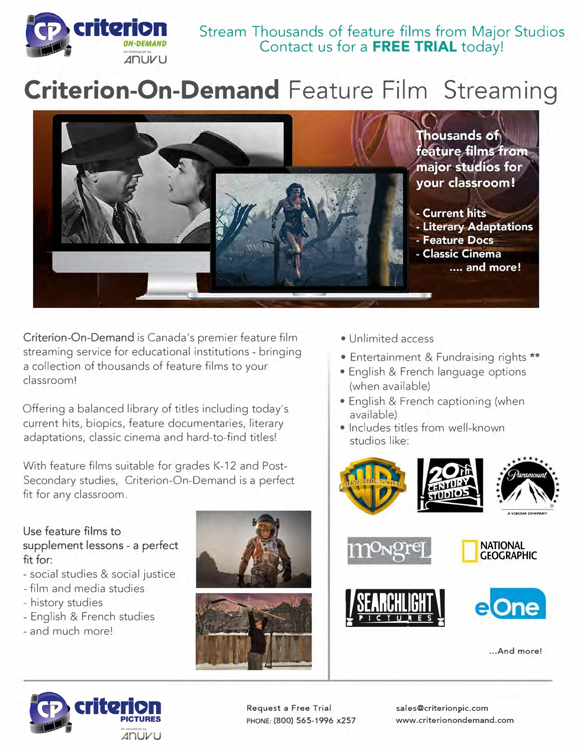Stream Thousands of feature films from Major Studios
Contact us for a **FREE TRIAL** today!

# **Criterion-On-Demand** Feature Film Streaming

**Thousands of feature films from major studios for your classroom!**

- **Current hits**
- **Literary Adaptations**
- **Feature Docs**
- **Classic Cinema**

**.... and more!**

Criterion-On-Demand is Canada's premier feature film streaming service for educational institutions - bringing a collection of thousands of feature films to your classroom!

Offering a balanced library of titles including today's current hits, biopics, feature documentaries, literary adaptations, classic cinema and hard-to-find titles!

With feature films suitable for grades K-12 and Post-Secondary studies, Criterion-On-Demand is a perfect fit for any classroom.

Use feature films to supplement lessons - a perfect fit for:

- social studies & social justice
- film and media studies
- history studies
- English & French studies
- and much more!

- Unlimited access
- Entertainment & Fundraising rights **
- English & French language options (when available)
- English & French captioning (when available)
- Includes titles from well-known studios like:

...And more!

Request a Free Trial
PHONE: (800) 565-1996 x257

sales@criterionpic.com
www.criteriononondemand.com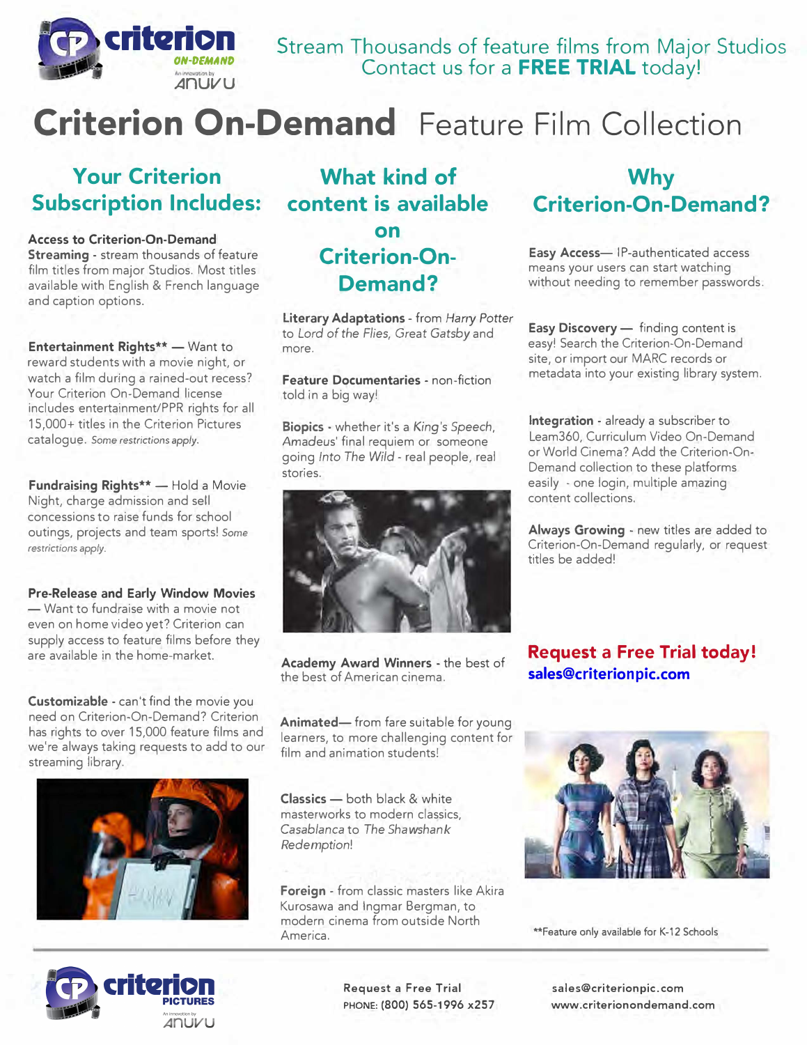Stream Thousands of feature films from Major Studios
Contact us for a **FREE TRIAL** today!

# Criterion On-Demand Feature Film Collection

## Your Criterion Subscription Includes:

**Access to Criterion-On-Demand Streaming** - stream thousands of feature film titles from major Studios. Most titles available with English & French language and caption options.

**Entertainment Rights**** — Want to reward students with a movie night, or watch a film during a rained-out recess? Your Criterion On-Demand license includes entertainment/PPR rights for all 15,000+ titles in the Criterion Pictures catalogue. *Some restrictions apply.*

**Fundraising Rights**** — Hold a Movie Night, charge admission and sell concessions to raise funds for school outings, projects and team sports! *Some restrictions apply.*

**Pre-Release and Early Window Movies** — Want to fundraise with a movie not even on home video yet? Criterion can supply access to feature films before they are available in the home-market.

**Customizable** - can't find the movie you need on Criterion-On-Demand? Criterion has rights to over 15,000 feature films and we're always taking requests to add to our streaming library.

## What kind of content is available on Criterion-On-Demand?

**Literary Adaptations** - from *Harry Potter* to *Lord of the Flies*, *Great Gatsby* and more.

**Feature Documentaries** - non-fiction told in a big way!

**Biopics** - whether it's a *King's Speech*, *Amadeus*' final requiem or someone going *Into The Wild* - real people, real stories.

**Academy Award Winners** - the best of the best of American cinema.

**Animated**— from fare suitable for young learners, to more challenging content for film and animation students!

**Classics** — both black & white masterworks to modern classics, *Casablanca* to *The Shawshank Redemption*!

**Foreign** - from classic masters like Akira Kurosawa and Ingmar Bergman, to modern cinema from outside North America.

## Why Criterion-On-Demand?

**Easy Access**— IP-authenticated access means your users can start watching without needing to remember passwords.

**Easy Discovery** — finding content is easy! Search the Criterion-On-Demand site, or import our MARC records or metadata into your existing library system.

**Integration** - already a subscriber to Learn360, Curriculum Video On-Demand or World Cinema? Add the Criterion-On-Demand collection to these platforms easily - one login, multiple amazing content collections.

**Always Growing** - new titles are added to Criterion-On-Demand regularly, or request titles be added!

**Request a Free Trial today!**
**sales@criterionpic.com**

**Feature only available for K-12 Schools

Request a Free Trial
PHONE: (800) 565-1996 x257

sales@criterionpic.com
www.criteriononddemand.com